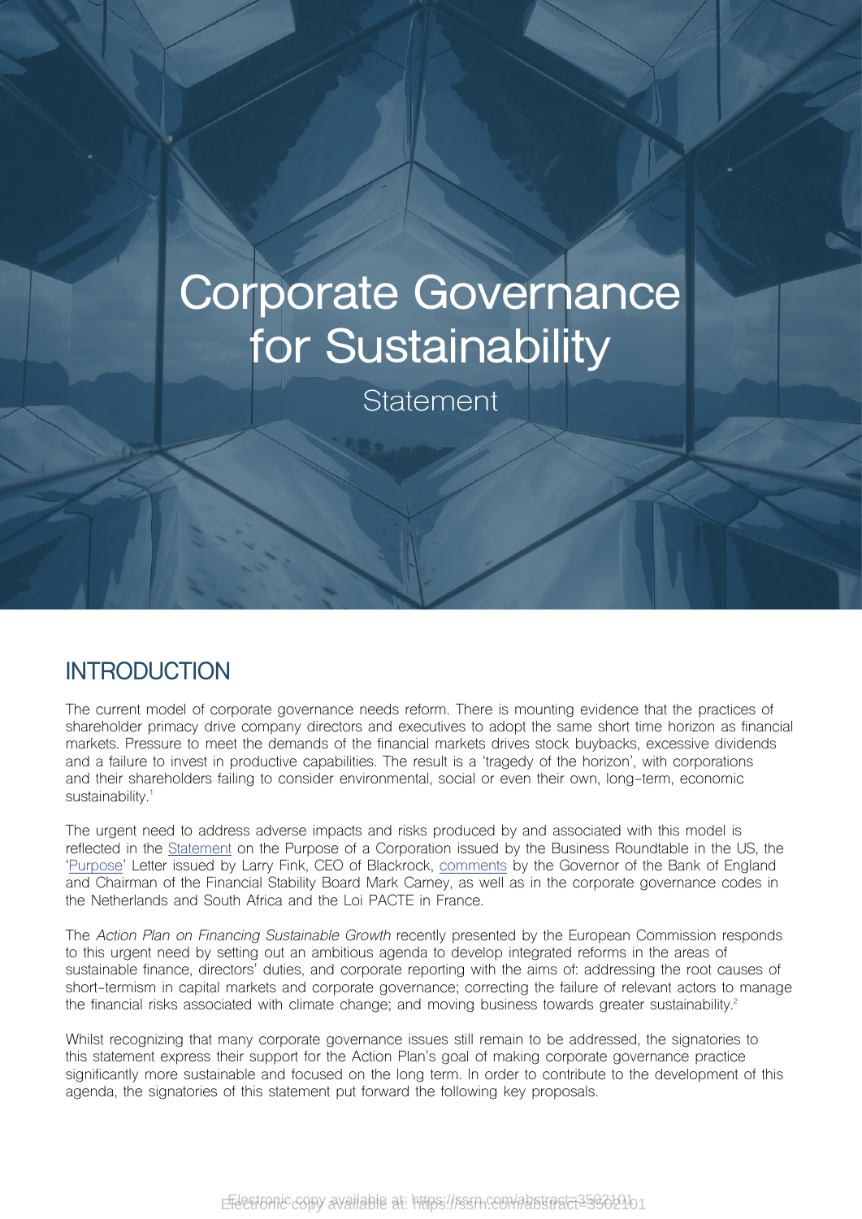# Corporate Governance for Sustainability

Statement

## INTRODUCTION

The current model of corporate governance needs reform. There is mounting evidence that the practices of shareholder primacy drive company directors and executives to adopt the same short time horizon as financial markets. Pressure to meet the demands of the financial markets drives stock buybacks, excessive dividends and a failure to invest in productive capabilities. The result is a 'tragedy of the horizon', with corporations and their shareholders failing to consider environmental, social or even their own, long-term, economic sustainability.[1]

The urgent need to address adverse impacts and risks produced by and associated with this model is reflected in the Statement on the Purpose of a Corporation issued by the Business Roundtable in the US, the 'Purpose' Letter issued by Larry Fink, CEO of Blackrock, comments by the Governor of the Bank of England and Chairman of the Financial Stability Board Mark Carney, as well as in the corporate governance codes in the Netherlands and South Africa and the Loi PACTE in France.

The *Action Plan on Financing Sustainable Growth* recently presented by the European Commission responds to this urgent need by setting out an ambitious agenda to develop integrated reforms in the areas of sustainable finance, directors' duties, and corporate reporting with the aims of: addressing the root causes of short-termism in capital markets and corporate governance; correcting the failure of relevant actors to manage the financial risks associated with climate change; and moving business towards greater sustainability.[2]

Whilst recognizing that many corporate governance issues still remain to be addressed, the signatories to this statement express their support for the Action Plan's goal of making corporate governance practice significantly more sustainable and focused on the long term. In order to contribute to the development of this agenda, the signatories of this statement put forward the following key proposals.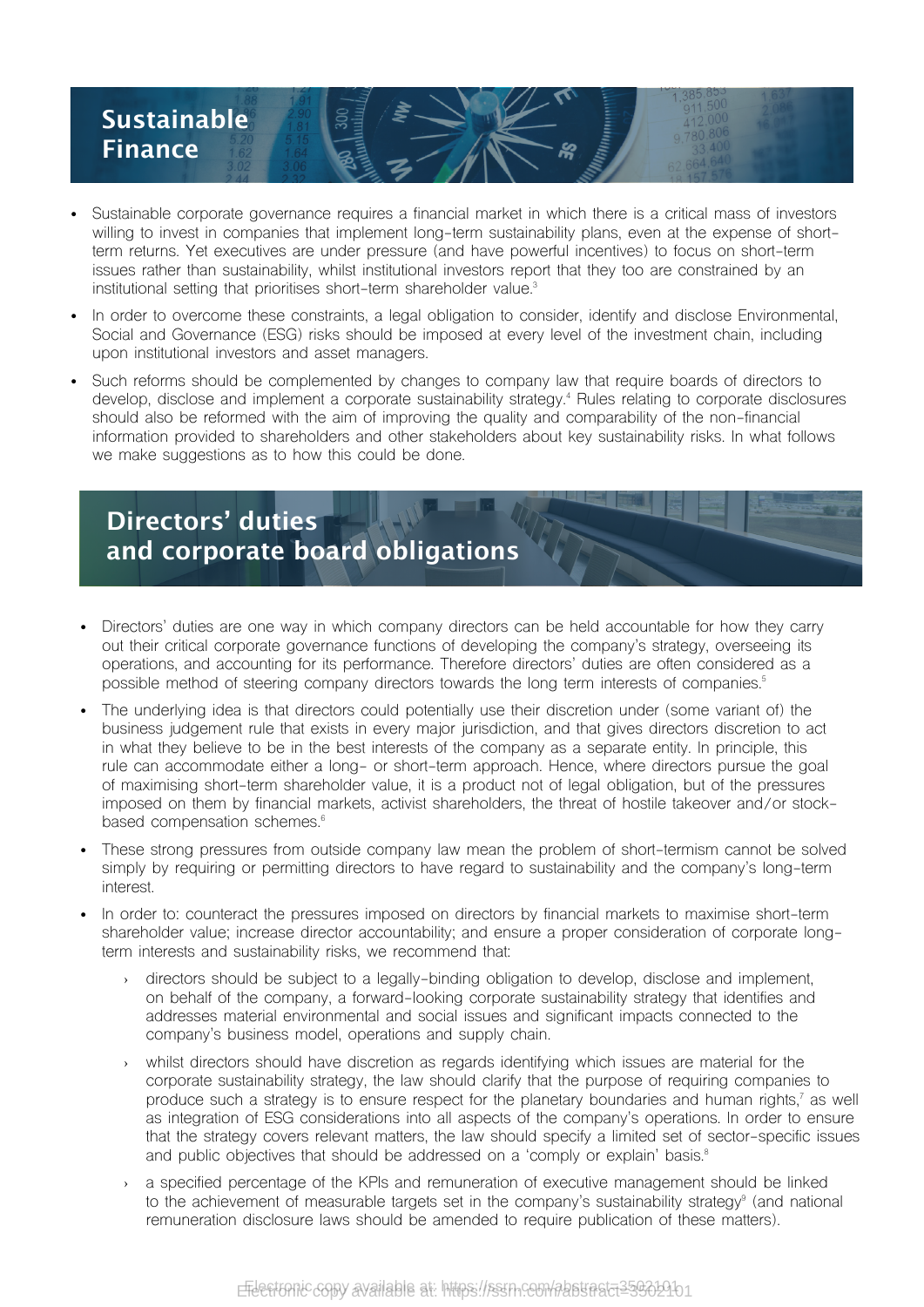## Sustainable Finance

- Sustainable corporate governance requires a financial market in which there is a critical mass of investors willing to invest in companies that implement long-term sustainability plans, even at the expense of short-term returns. Yet executives are under pressure (and have powerful incentives) to focus on short-term issues rather than sustainability, whilst institutional investors report that they too are constrained by an institutional setting that prioritises short-term shareholder value.[3]
- In order to overcome these constraints, a legal obligation to consider, identify and disclose Environmental, Social and Governance (ESG) risks should be imposed at every level of the investment chain, including upon institutional investors and asset managers.
- Such reforms should be complemented by changes to company law that require boards of directors to develop, disclose and implement a corporate sustainability strategy.[4] Rules relating to corporate disclosures should also be reformed with the aim of improving the quality and comparability of the non-financial information provided to shareholders and other stakeholders about key sustainability risks. In what follows we make suggestions as to how this could be done.

## Directors' duties and corporate board obligations

- Directors' duties are one way in which company directors can be held accountable for how they carry out their critical corporate governance functions of developing the company's strategy, overseeing its operations, and accounting for its performance. Therefore directors' duties are often considered as a possible method of steering company directors towards the long term interests of companies.[5]
- The underlying idea is that directors could potentially use their discretion under (some variant of) the business judgement rule that exists in every major jurisdiction, and that gives directors discretion to act in what they believe to be in the best interests of the company as a separate entity. In principle, this rule can accommodate either a long- or short-term approach. Hence, where directors pursue the goal of maximising short-term shareholder value, it is a product not of legal obligation, but of the pressures imposed on them by financial markets, activist shareholders, the threat of hostile takeover and/or stock-based compensation schemes.[6]
- These strong pressures from outside company law mean the problem of short-termism cannot be solved simply by requiring or permitting directors to have regard to sustainability and the company's long-term interest.
- In order to: counteract the pressures imposed on directors by financial markets to maximise short-term shareholder value; increase director accountability; and ensure a proper consideration of corporate long-term interests and sustainability risks, we recommend that:
  - directors should be subject to a legally-binding obligation to develop, disclose and implement, on behalf of the company, a forward-looking corporate sustainability strategy that identifies and addresses material environmental and social issues and significant impacts connected to the company's business model, operations and supply chain.
  - whilst directors should have discretion as regards identifying which issues are material for the corporate sustainability strategy, the law should clarify that the purpose of requiring companies to produce such a strategy is to ensure respect for the planetary boundaries and human rights,[7] as well as integration of ESG considerations into all aspects of the company's operations. In order to ensure that the strategy covers relevant matters, the law should specify a limited set of sector-specific issues and public objectives that should be addressed on a 'comply or explain' basis.[8]
  - a specified percentage of the KPIs and remuneration of executive management should be linked to the achievement of measurable targets set in the company's sustainability strategy[9] (and national remuneration disclosure laws should be amended to require publication of these matters).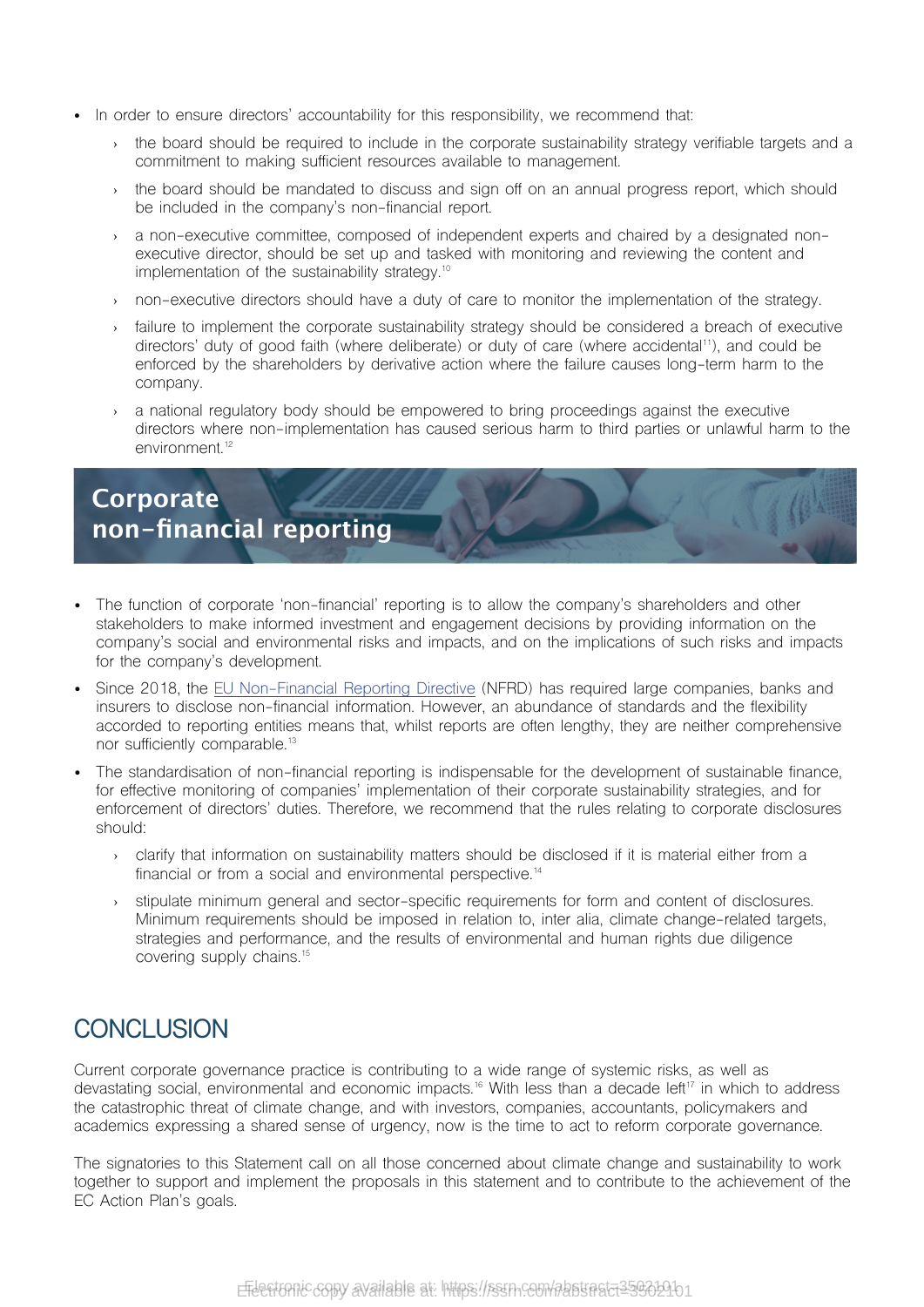- In order to ensure directors' accountability for this responsibility, we recommend that:
  - the board should be required to include in the corporate sustainability strategy verifiable targets and a commitment to making sufficient resources available to management.
  - the board should be mandated to discuss and sign off on an annual progress report, which should be included in the company's non-financial report.
  - a non-executive committee, composed of independent experts and chaired by a designated non-executive director, should be set up and tasked with monitoring and reviewing the content and implementation of the sustainability strategy.[10]
  - non-executive directors should have a duty of care to monitor the implementation of the strategy.
  - failure to implement the corporate sustainability strategy should be considered a breach of executive directors' duty of good faith (where deliberate) or duty of care (where accidental[11]), and could be enforced by the shareholders by derivative action where the failure causes long-term harm to the company.
  - a national regulatory body should be empowered to bring proceedings against the executive directors where non-implementation has caused serious harm to third parties or unlawful harm to the environment.[12]

## Corporate non-financial reporting

- The function of corporate 'non-financial' reporting is to allow the company's shareholders and other stakeholders to make informed investment and engagement decisions by providing information on the company's social and environmental risks and impacts, and on the implications of such risks and impacts for the company's development.
- Since 2018, the EU Non-Financial Reporting Directive (NFRD) has required large companies, banks and insurers to disclose non-financial information. However, an abundance of standards and the flexibility accorded to reporting entities means that, whilst reports are often lengthy, they are neither comprehensive nor sufficiently comparable.[13]
- The standardisation of non-financial reporting is indispensable for the development of sustainable finance, for effective monitoring of companies' implementation of their corporate sustainability strategies, and for enforcement of directors' duties. Therefore, we recommend that the rules relating to corporate disclosures should:
  - clarify that information on sustainability matters should be disclosed if it is material either from a financial or from a social and environmental perspective.[14]
  - stipulate minimum general and sector-specific requirements for form and content of disclosures. Minimum requirements should be imposed in relation to, inter alia, climate change-related targets, strategies and performance, and the results of environmental and human rights due diligence covering supply chains.[15]

## CONCLUSION

Current corporate governance practice is contributing to a wide range of systemic risks, as well as devastating social, environmental and economic impacts.[16] With less than a decade left[17] in which to address the catastrophic threat of climate change, and with investors, companies, accountants, policymakers and academics expressing a shared sense of urgency, now is the time to act to reform corporate governance.

The signatories to this Statement call on all those concerned about climate change and sustainability to work together to support and implement the proposals in this statement and to contribute to the achievement of the EC Action Plan's goals.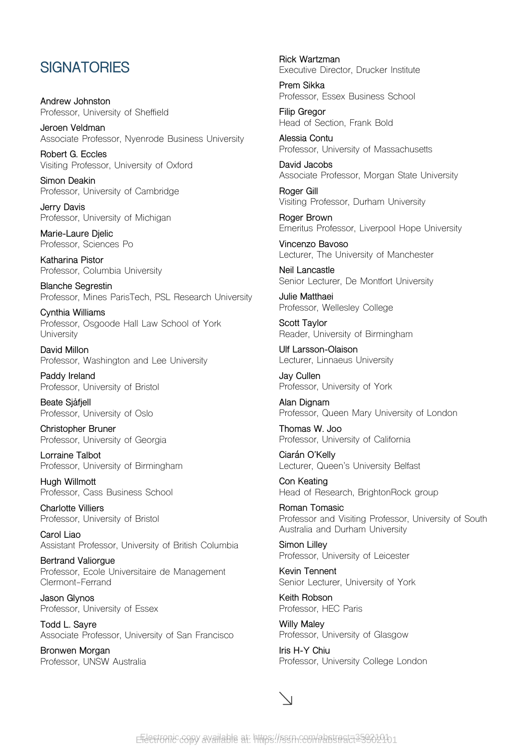## SIGNATORIES

Andrew Johnston
Professor, University of Sheffield

Jeroen Veldman
Associate Professor, Nyenrode Business University

Robert G. Eccles
Visiting Professor, University of Oxford

Simon Deakin
Professor, University of Cambridge

Jerry Davis
Professor, University of Michigan

Marie-Laure Djelic
Professor, Sciences Po

Katharina Pistor
Professor, Columbia University

Blanche Segrestin
Professor, Mines ParisTech, PSL Research University

Cynthia Williams
Professor, Osgoode Hall Law School of York University

David Millon
Professor, Washington and Lee University

Paddy Ireland
Professor, University of Bristol

Beate Sjåfjell
Professor, University of Oslo

Christopher Bruner
Professor, University of Georgia

Lorraine Talbot
Professor, University of Birmingham

Hugh Willmott
Professor, Cass Business School

Charlotte Villiers
Professor, University of Bristol

Carol Liao
Assistant Professor, University of British Columbia

Bertrand Valiorgue
Professor, Ecole Universitaire de Management Clermont-Ferrand

Jason Glynos
Professor, University of Essex

Todd L. Sayre
Associate Professor, University of San Francisco

Bronwen Morgan
Professor, UNSW Australia

Rick Wartzman
Executive Director, Drucker Institute

Prem Sikka
Professor, Essex Business School

Filip Gregor
Head of Section, Frank Bold

Alessia Contu
Professor, University of Massachusetts

David Jacobs
Associate Professor, Morgan State University

Roger Gill
Visiting Professor, Durham University

Roger Brown
Emeritus Professor, Liverpool Hope University

Vincenzo Bavoso
Lecturer, The University of Manchester

Neil Lancastle
Senior Lecturer, De Montfort University

Julie Matthaei
Professor, Wellesley College

Scott Taylor
Reader, University of Birmingham

Ulf Larsson-Olaison
Lecturer, Linnaeus University

Jay Cullen
Professor, University of York

Alan Dignam
Professor, Queen Mary University of London

Thomas W. Joo
Professor, University of California

Ciarán O'Kelly
Lecturer, Queen's University Belfast

Con Keating
Head of Research, BrightonRock group

Roman Tomasic
Professor and Visiting Professor, University of South Australia and Durham University

Simon Lilley
Professor, University of Leicester

Kevin Tennent
Senior Lecturer, University of York

Keith Robson
Professor, HEC Paris

Willy Maley
Professor, University of Glasgow

Iris H-Y Chiu
Professor, University College London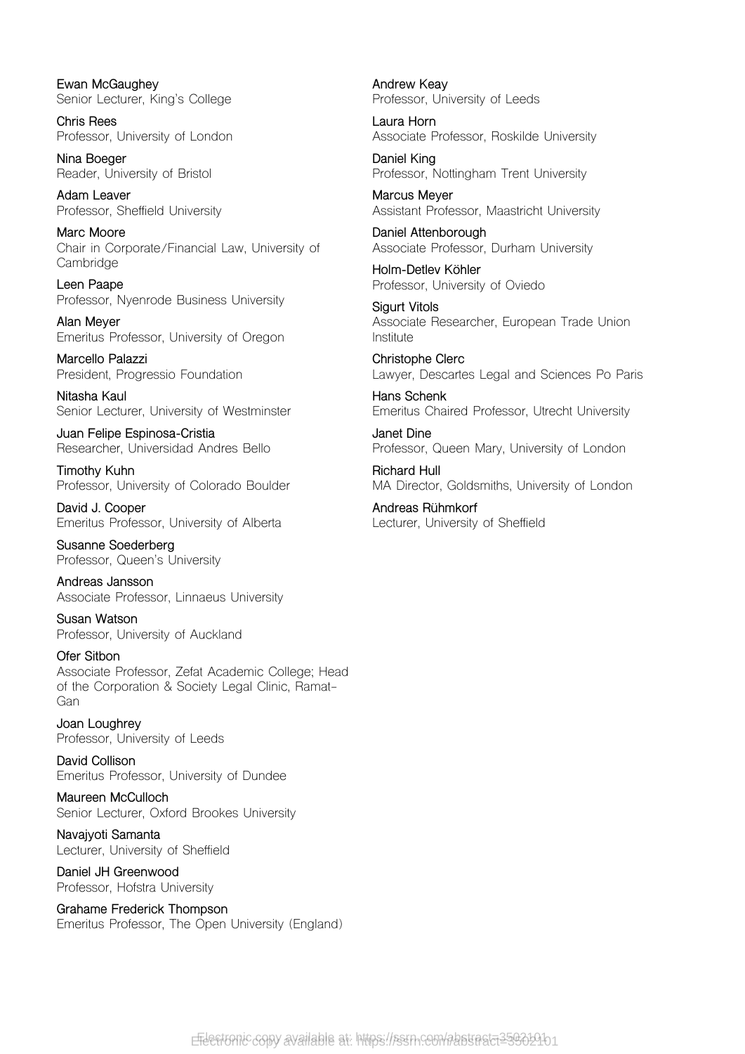Ewan McGaughey
Senior Lecturer, King's College

Chris Rees
Professor, University of London

Nina Boeger
Reader, University of Bristol

Adam Leaver
Professor, Sheffield University

Marc Moore
Chair in Corporate/Financial Law, University of Cambridge

Leen Paape
Professor, Nyenrode Business University

Alan Meyer
Emeritus Professor, University of Oregon

Marcello Palazzi
President, Progressio Foundation

Nitasha Kaul
Senior Lecturer, University of Westminster

Juan Felipe Espinosa-Cristia
Researcher, Universidad Andres Bello

Timothy Kuhn
Professor, University of Colorado Boulder

David J. Cooper
Emeritus Professor, University of Alberta

Susanne Soederberg
Professor, Queen's University

Andreas Jansson
Associate Professor, Linnaeus University

Susan Watson
Professor, University of Auckland

Ofer Sitbon
Associate Professor, Zefat Academic College; Head of the Corporation & Society Legal Clinic, Ramat-Gan

Joan Loughrey
Professor, University of Leeds

David Collison
Emeritus Professor, University of Dundee

Maureen McCulloch
Senior Lecturer, Oxford Brookes University

Navajyoti Samanta
Lecturer, University of Sheffield

Daniel JH Greenwood
Professor, Hofstra University

Grahame Frederick Thompson
Emeritus Professor, The Open University (England)

Andrew Keay
Professor, University of Leeds

Laura Horn
Associate Professor, Roskilde University

Daniel King
Professor, Nottingham Trent University

Marcus Meyer
Assistant Professor, Maastricht University

Daniel Attenborough
Associate Professor, Durham University

Holm-Detlev Köhler
Professor, University of Oviedo

Sigurt Vitols
Associate Researcher, European Trade Union Institute

Christophe Clerc
Lawyer, Descartes Legal and Sciences Po Paris

Hans Schenk
Emeritus Chaired Professor, Utrecht University

Janet Dine
Professor, Queen Mary, University of London

Richard Hull
MA Director, Goldsmiths, University of London

Andreas Rühmkorf
Lecturer, University of Sheffield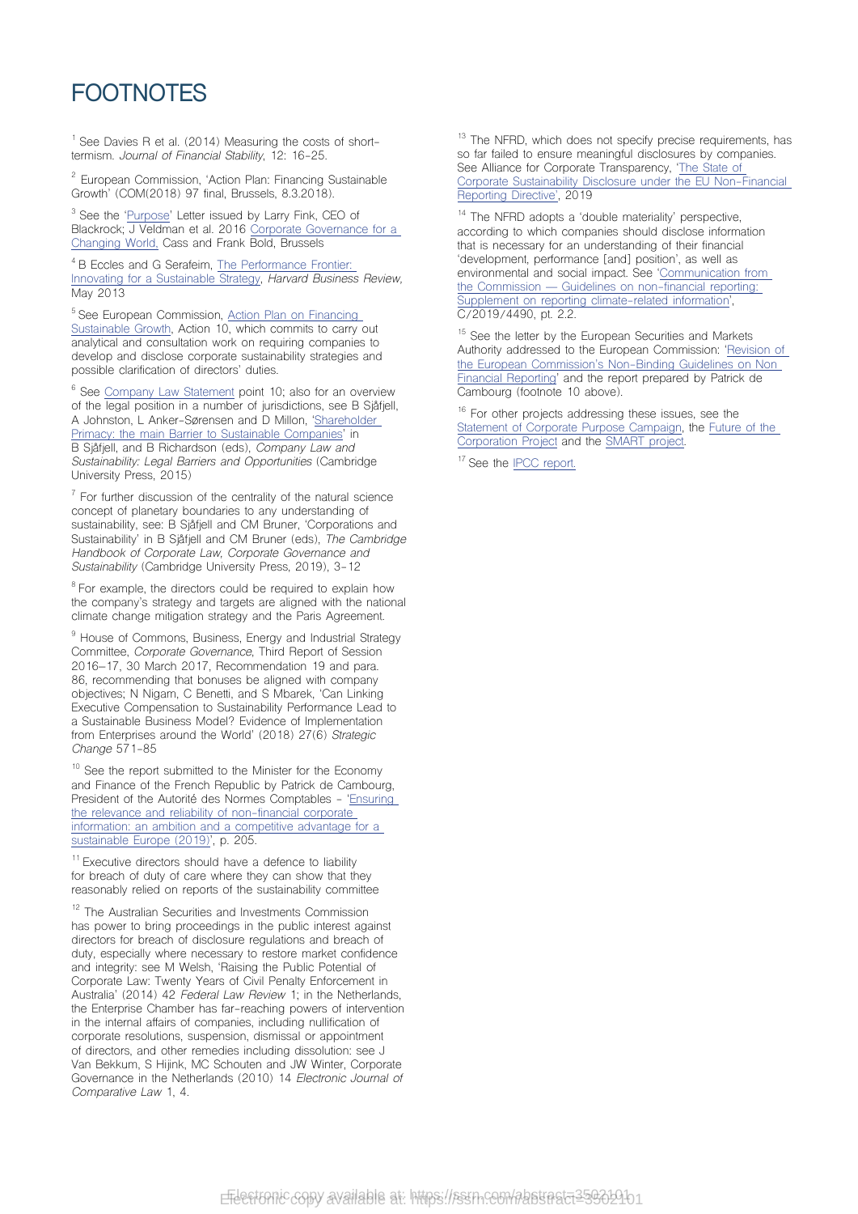# FOOTNOTES

[1] See Davies R et al. (2014) Measuring the costs of short-termism. *Journal of Financial Stability*, 12: 16–25.

[2] European Commission, 'Action Plan: Financing Sustainable Growth' (COM(2018) 97 final, Brussels, 8.3.2018).

[3] See the 'Purpose' Letter issued by Larry Fink, CEO of Blackrock; J Veldman et al. 2016 Corporate Governance for a Changing World, Cass and Frank Bold, Brussels

[4] B Eccles and G Serafeim, The Performance Frontier: Innovating for a Sustainable Strategy, *Harvard Business Review*, May 2013

[5] See European Commission, Action Plan on Financing Sustainable Growth, Action 10, which commits to carry out analytical and consultation work on requiring companies to develop and disclose corporate sustainability strategies and possible clarification of directors' duties.

[6] See Company Law Statement point 10; also for an overview of the legal position in a number of jurisdictions, see B Sjåfjell, A Johnston, L Anker-Sørensen and D Millon, 'Shareholder Primacy: the main Barrier to Sustainable Companies' in B Sjåfjell, and B Richardson (eds), *Company Law and Sustainability: Legal Barriers and Opportunities* (Cambridge University Press, 2015)

[7] For further discussion of the centrality of the natural science concept of planetary boundaries to any understanding of sustainability, see: B Sjåfjell and CM Bruner, 'Corporations and Sustainability' in B Sjåfjell and CM Bruner (eds), *The Cambridge Handbook of Corporate Law, Corporate Governance and Sustainability* (Cambridge University Press, 2019), 3-12

[8] For example, the directors could be required to explain how the company's strategy and targets are aligned with the national climate change mitigation strategy and the Paris Agreement.

[9] House of Commons, Business, Energy and Industrial Strategy Committee, *Corporate Governance*, Third Report of Session 2016–17, 30 March 2017, Recommendation 19 and para. 86, recommending that bonuses be aligned with company objectives; N Nigam, C Benetti, and S Mbarek, 'Can Linking Executive Compensation to Sustainability Performance Lead to a Sustainable Business Model? Evidence of Implementation from Enterprises around the World' (2018) 27(6) *Strategic Change* 571-85

[10] See the report submitted to the Minister for the Economy and Finance of the French Republic by Patrick de Cambourg, President of the Autorité des Normes Comptables - 'Ensuring the relevance and reliability of non-financial corporate information: an ambition and a competitive advantage for a sustainable Europe (2019)', p. 205.

[11] Executive directors should have a defence to liability for breach of duty of care where they can show that they reasonably relied on reports of the sustainability committee

[12] The Australian Securities and Investments Commission has power to bring proceedings in the public interest against directors for breach of disclosure regulations and breach of duty, especially where necessary to restore market confidence and integrity: see M Welsh, 'Raising the Public Potential of Corporate Law: Twenty Years of Civil Penalty Enforcement in Australia' (2014) 42 *Federal Law Review* 1; in the Netherlands, the Enterprise Chamber has far-reaching powers of intervention in the internal affairs of companies, including nullification of corporate resolutions, suspension, dismissal or appointment of directors, and other remedies including dissolution: see J Van Bekkum, S Hijink, MC Schouten and JW Winter, Corporate Governance in the Netherlands (2010) 14 *Electronic Journal of Comparative Law* 1, 4.

[13] The NFRD, which does not specify precise requirements, has so far failed to ensure meaningful disclosures by companies. See Alliance for Corporate Transparency, 'The State of Corporate Sustainability Disclosure under the EU Non-Financial Reporting Directive', 2019

[14] The NFRD adopts a 'double materiality' perspective, according to which companies should disclose information that is necessary for an understanding of their financial 'development, performance [and] position', as well as environmental and social impact. See 'Communication from the Commission — Guidelines on non-financial reporting: Supplement on reporting climate-related information', C/2019/4490, pt. 2.2.

[15] See the letter by the European Securities and Markets Authority addressed to the European Commission: 'Revision of the European Commission's Non-Binding Guidelines on Non Financial Reporting' and the report prepared by Patrick de Cambourg (footnote 10 above).

[16] For other projects addressing these issues, see the Statement of Corporate Purpose Campaign, the Future of the Corporation Project and the SMART project.

[17] See the IPCC report.